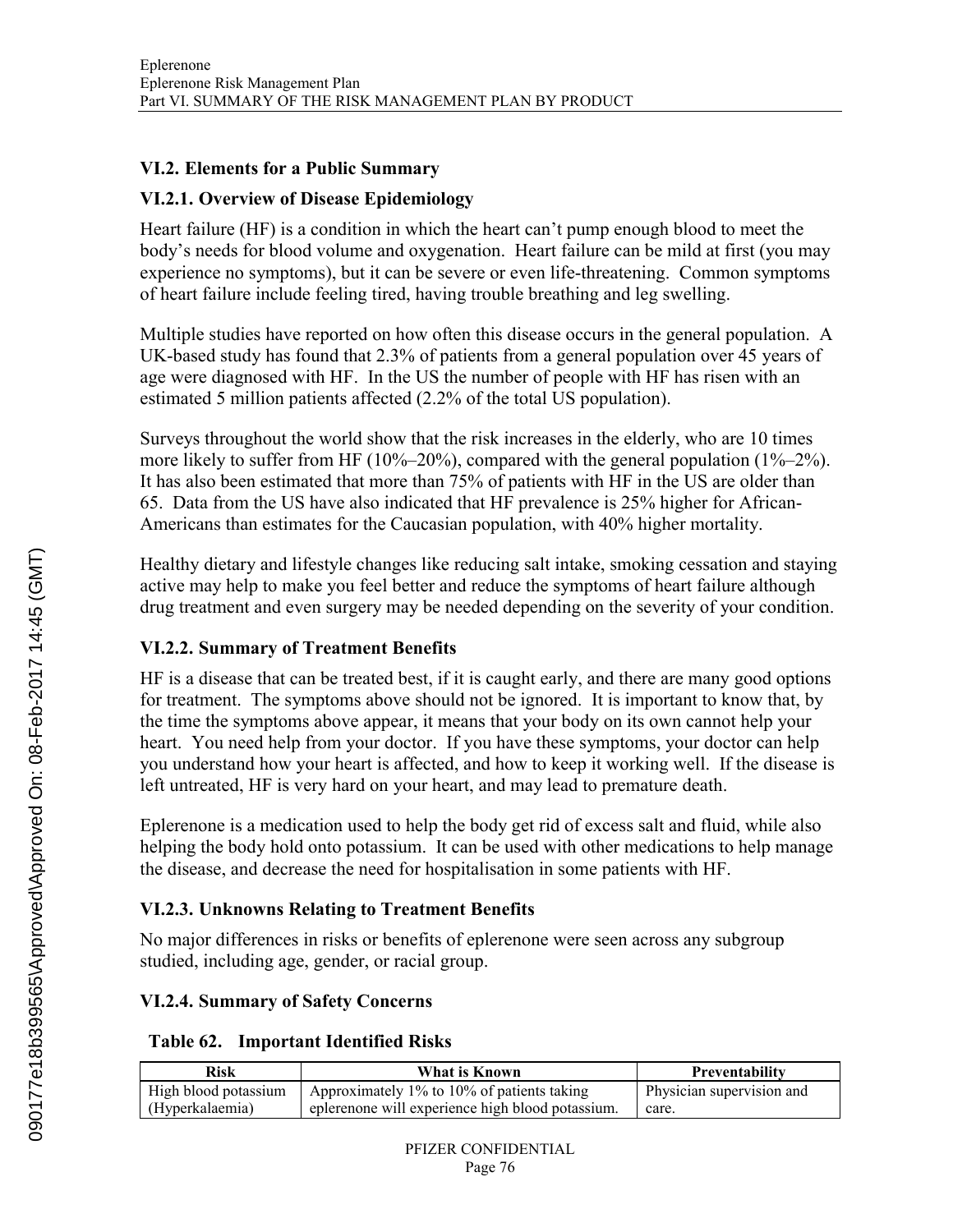## VI.2. Elements for a Public Summary

### VI.2.1. Overview of Disease Epidemiology

Heart failure (HF) is a condition in which the heart can't pump enough blood to meet the body's needs for blood volume and oxygenation. Heart failure can be mild at first (you may experience no symptoms), but it can be severe or even life-threatening. Common symptoms of heart failure include feeling tired, having trouble breathing and leg swelling.

Multiple studies have reported on how often this disease occurs in the general population. A UK-based study has found that 2.3% of patients from a general population over 45 years of age were diagnosed with HF. In the US the number of people with HF has risen with an estimated 5 million patients affected (2.2% of the total US population).

Surveys throughout the world show that the risk increases in the elderly, who are 10 times more likely to suffer from HF (10%–20%), compared with the general population (1%–2%). It has also been estimated that more than 75% of patients with HF in the US are older than 65. Data from the US have also indicated that HF prevalence is 25% higher for African-Americans than estimates for the Caucasian population, with 40% higher mortality.

Healthy dietary and lifestyle changes like reducing salt intake, smoking cessation and staying active may help to make you feel better and reduce the symptoms of heart failure although drug treatment and even surgery may be needed depending on the severity of your condition.

### VI.2.2. Summary of Treatment Benefits

HF is a disease that can be treated best, if it is caught early, and there are many good options for treatment. The symptoms above should not be ignored. It is important to know that, by the time the symptoms above appear, it means that your body on its own cannot help your heart. You need help from your doctor. If you have these symptoms, your doctor can help you understand how your heart is affected, and how to keep it working well. If the disease is left untreated, HF is very hard on your heart, and may lead to premature death.

Eplerenone is a medication used to help the body get rid of excess salt and fluid, while also helping the body hold onto potassium. It can be used with other medications to help manage the disease, and decrease the need for hospitalisation in some patients with HF.

### VI.2.3. Unknowns Relating to Treatment Benefits

No major differences in risks or benefits of eplerenone were seen across any subgroup studied, including age, gender, or racial group.

### VI.2.4. Summary of Safety Concerns

**Table 62. Important Identified Risks**

| Risk | What is Known | Preventability |
|---|---|---|
| High blood potassium (Hyperkalaemia) | Approximately 1% to 10% of patients taking eplerenone will experience high blood potassium. | Physician supervision and care. |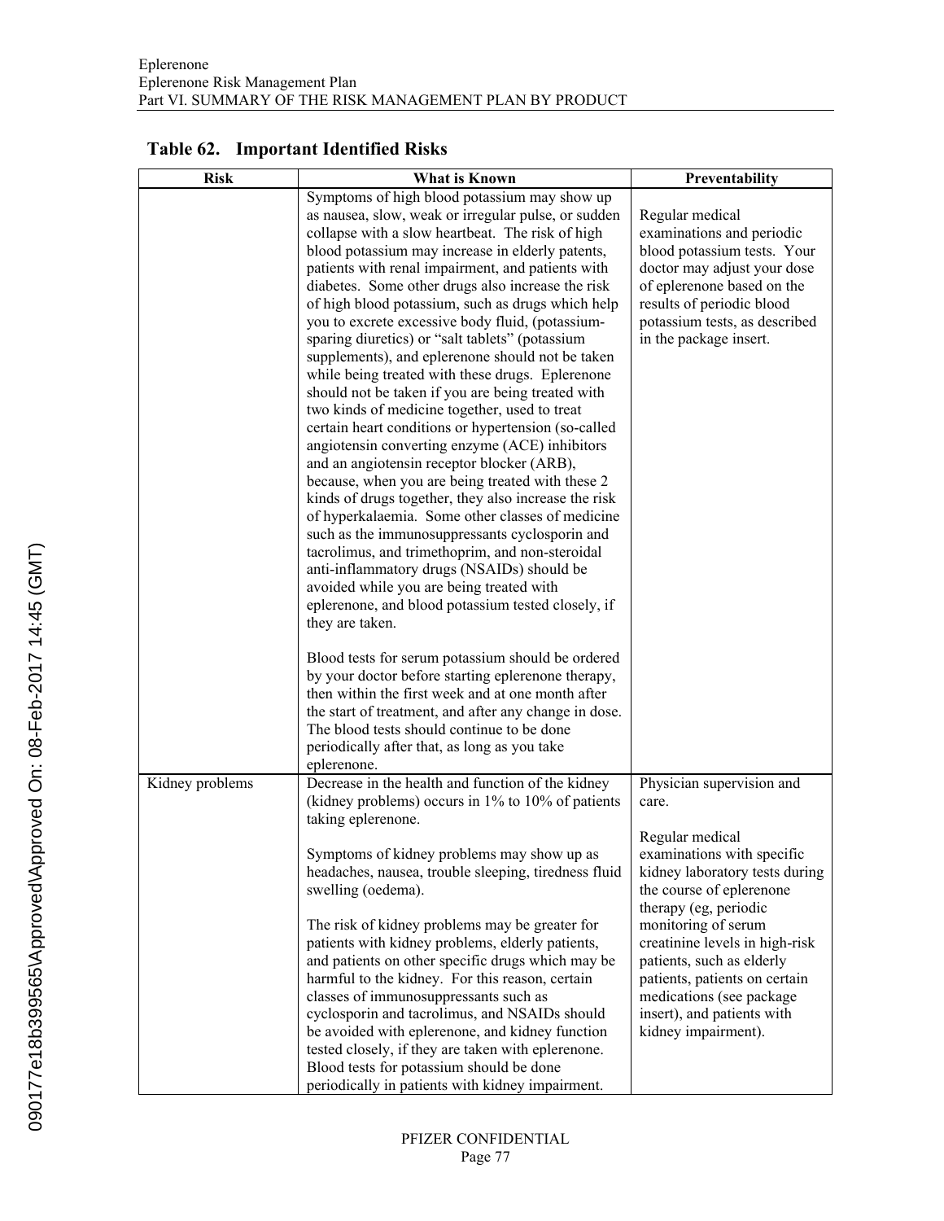**Table 62. Important Identified Risks**

| Risk | What is Known | Preventability |
|---|---|---|
| | Symptoms of high blood potassium may show up as nausea, slow, weak or irregular pulse, or sudden collapse with a slow heartbeat. The risk of high blood potassium may increase in elderly patents, patients with renal impairment, and patients with diabetes. Some other drugs also increase the risk of high blood potassium, such as drugs which help you to excrete excessive body fluid, (potassium-sparing diuretics) or "salt tablets" (potassium supplements), and eplerenone should not be taken while being treated with these drugs. Eplerenone should not be taken if you are being treated with two kinds of medicine together, used to treat certain heart conditions or hypertension (so-called angiotensin converting enzyme (ACE) inhibitors and an angiotensin receptor blocker (ARB), because, when you are being treated with these 2 kinds of drugs together, they also increase the risk of hyperkalaemia. Some other classes of medicine such as the immunosuppressants cyclosporin and tacrolimus, and trimethoprim, and non-steroidal anti-inflammatory drugs (NSAIDs) should be avoided while you are being treated with eplerenone, and blood potassium tested closely, if they are taken.<br><br>Blood tests for serum potassium should be ordered by your doctor before starting eplerenone therapy, then within the first week and at one month after the start of treatment, and after any change in dose. The blood tests should continue to be done periodically after that, as long as you take eplerenone. | Regular medical examinations and periodic blood potassium tests. Your doctor may adjust your dose of eplerenone based on the results of periodic blood potassium tests, as described in the package insert. |
| Kidney problems | Decrease in the health and function of the kidney (kidney problems) occurs in 1% to 10% of patients taking eplerenone.<br><br>Symptoms of kidney problems may show up as headaches, nausea, trouble sleeping, tiredness fluid swelling (oedema).<br><br>The risk of kidney problems may be greater for patients with kidney problems, elderly patients, and patients on other specific drugs which may be harmful to the kidney. For this reason, certain classes of immunosuppressants such as cyclosporin and tacrolimus, and NSAIDs should be avoided with eplerenone, and kidney function tested closely, if they are taken with eplerenone. Blood tests for potassium should be done periodically in patients with kidney impairment. | Physician supervision and care.<br><br>Regular medical examinations with specific kidney laboratory tests during the course of eplerenone therapy (eg, periodic monitoring of serum creatinine levels in high-risk patients, such as elderly patients, patients on certain medications (see package insert), and patients with kidney impairment). |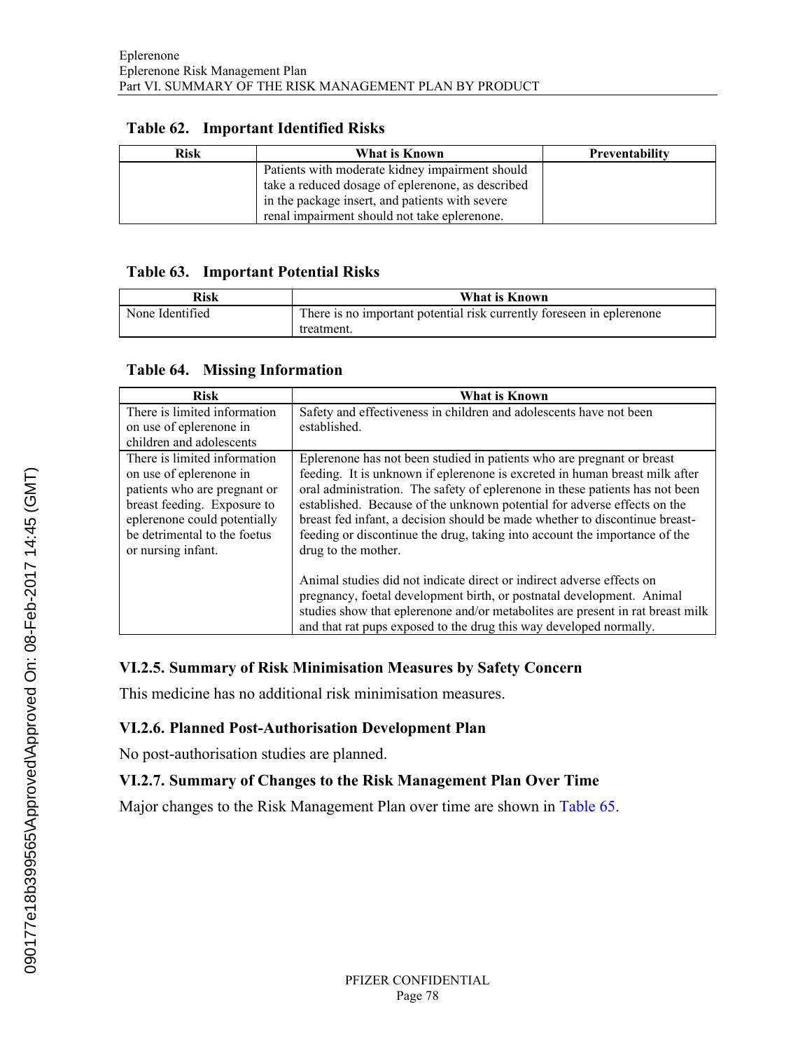**Table 62. Important Identified Risks**

| Risk | What is Known | Preventability |
|---|---|---|
| | Patients with moderate kidney impairment should take a reduced dosage of eplerenone, as described in the package insert, and patients with severe renal impairment should not take eplerenone. | |

**Table 63. Important Potential Risks**

| Risk | What is Known |
|---|---|
| None Identified | There is no important potential risk currently foreseen in eplerenone treatment. |

**Table 64. Missing Information**

| Risk | What is Known |
|---|---|
| There is limited information on use of eplerenone in children and adolescents | Safety and effectiveness in children and adolescents have not been established. |
| There is limited information on use of eplerenone in patients who are pregnant or breast feeding. Exposure to eplerenone could potentially be detrimental to the foetus or nursing infant. | Eplerenone has not been studied in patients who are pregnant or breast feeding. It is unknown if eplerenone is excreted in human breast milk after oral administration. The safety of eplerenone in these patients has not been established. Because of the unknown potential for adverse effects on the breast fed infant, a decision should be made whether to discontinue breast-feeding or discontinue the drug, taking into account the importance of the drug to the mother.<br><br>Animal studies did not indicate direct or indirect adverse effects on pregnancy, foetal development birth, or postnatal development. Animal studies show that eplerenone and/or metabolites are present in rat breast milk and that rat pups exposed to the drug this way developed normally. |

### VI.2.5. Summary of Risk Minimisation Measures by Safety Concern

This medicine has no additional risk minimisation measures.

### VI.2.6. Planned Post-Authorisation Development Plan

No post-authorisation studies are planned.

### VI.2.7. Summary of Changes to the Risk Management Plan Over Time

Major changes to the Risk Management Plan over time are shown in Table 65.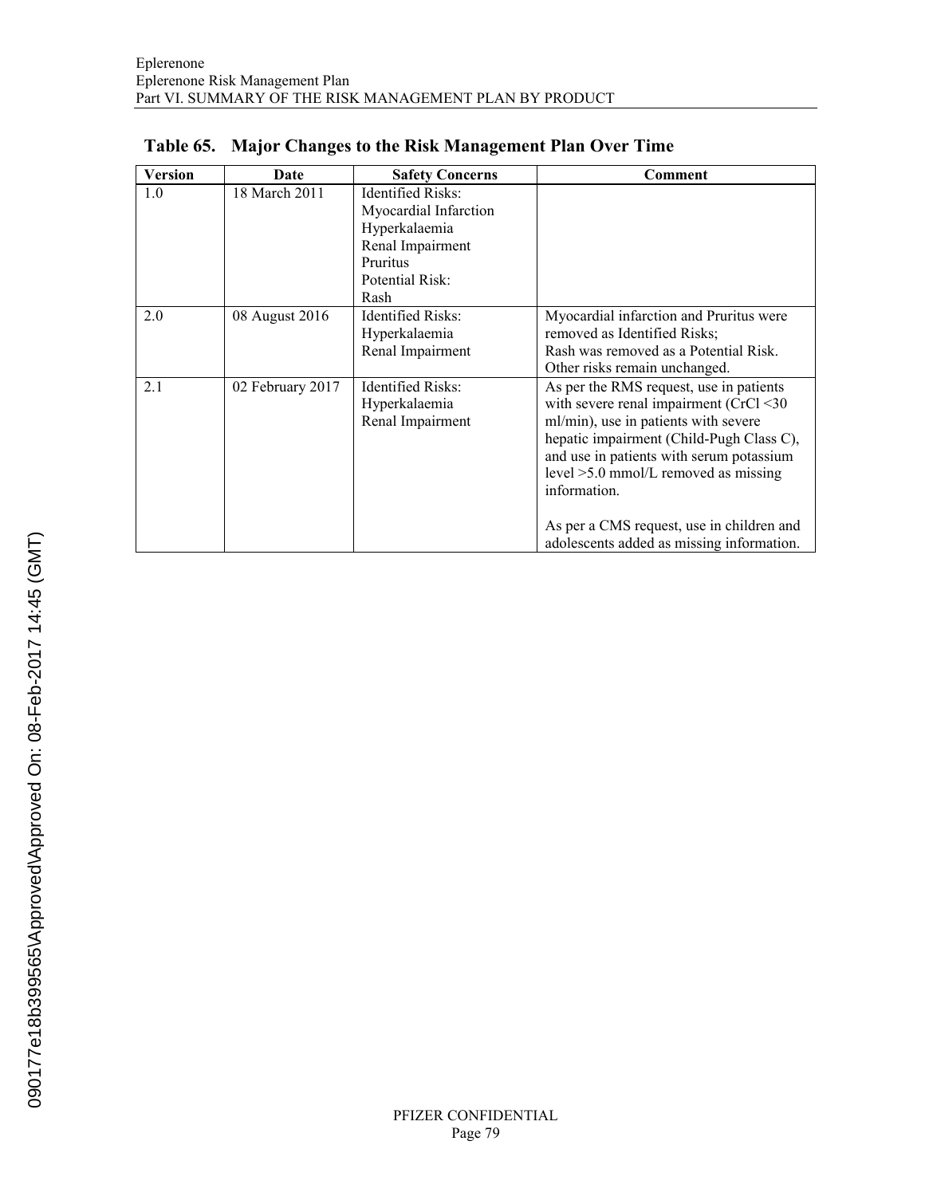**Table 65. Major Changes to the Risk Management Plan Over Time**

| Version | Date | Safety Concerns | Comment |
|---|---|---|---|
| 1.0 | 18 March 2011 | Identified Risks:<br>Myocardial Infarction<br>Hyperkalaemia<br>Renal Impairment<br>Pruritus<br>Potential Risk:<br>Rash | |
| 2.0 | 08 August 2016 | Identified Risks:<br>Hyperkalaemia<br>Renal Impairment | Myocardial infarction and Pruritus were removed as Identified Risks;<br>Rash was removed as a Potential Risk.<br>Other risks remain unchanged. |
| 2.1 | 02 February 2017 | Identified Risks:<br>Hyperkalaemia<br>Renal Impairment | As per the RMS request, use in patients with severe renal impairment (CrCl <30 ml/min), use in patients with severe hepatic impairment (Child-Pugh Class C), and use in patients with serum potassium level >5.0 mmol/L removed as missing information.<br><br>As per a CMS request, use in children and adolescents added as missing information. |